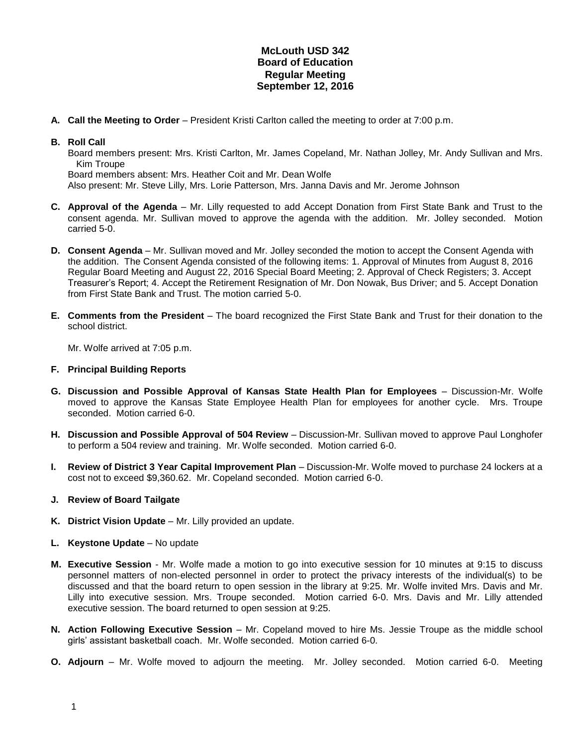**McLouth USD 342**
**Board of Education**
**Regular Meeting**
**September 12, 2016**

**A. Call the Meeting to Order** – President Kristi Carlton called the meeting to order at 7:00 p.m.

**B. Roll Call**
Board members present: Mrs. Kristi Carlton, Mr. James Copeland, Mr. Nathan Jolley, Mr. Andy Sullivan and Mrs. Kim Troupe
Board members absent: Mrs. Heather Coit and Mr. Dean Wolfe
Also present: Mr. Steve Lilly, Mrs. Lorie Patterson, Mrs. Janna Davis and Mr. Jerome Johnson

**C. Approval of the Agenda** – Mr. Lilly requested to add Accept Donation from First State Bank and Trust to the consent agenda. Mr. Sullivan moved to approve the agenda with the addition. Mr. Jolley seconded. Motion carried 5-0.

**D. Consent Agenda** – Mr. Sullivan moved and Mr. Jolley seconded the motion to accept the Consent Agenda with the addition. The Consent Agenda consisted of the following items: 1. Approval of Minutes from August 8, 2016 Regular Board Meeting and August 22, 2016 Special Board Meeting; 2. Approval of Check Registers; 3. Accept Treasurer's Report; 4. Accept the Retirement Resignation of Mr. Don Nowak, Bus Driver; and 5. Accept Donation from First State Bank and Trust. The motion carried 5-0.

**E. Comments from the President** – The board recognized the First State Bank and Trust for their donation to the school district.

Mr. Wolfe arrived at 7:05 p.m.

**F. Principal Building Reports**

**G. Discussion and Possible Approval of Kansas State Health Plan for Employees** – Discussion-Mr. Wolfe moved to approve the Kansas State Employee Health Plan for employees for another cycle. Mrs. Troupe seconded. Motion carried 6-0.

**H. Discussion and Possible Approval of 504 Review** – Discussion-Mr. Sullivan moved to approve Paul Longhofer to perform a 504 review and training. Mr. Wolfe seconded. Motion carried 6-0.

**I. Review of District 3 Year Capital Improvement Plan** – Discussion-Mr. Wolfe moved to purchase 24 lockers at a cost not to exceed $9,360.62. Mr. Copeland seconded. Motion carried 6-0.

**J. Review of Board Tailgate**

**K. District Vision Update** – Mr. Lilly provided an update.

**L. Keystone Update** – No update

**M. Executive Session** - Mr. Wolfe made a motion to go into executive session for 10 minutes at 9:15 to discuss personnel matters of non-elected personnel in order to protect the privacy interests of the individual(s) to be discussed and that the board return to open session in the library at 9:25. Mr. Wolfe invited Mrs. Davis and Mr. Lilly into executive session. Mrs. Troupe seconded. Motion carried 6-0. Mrs. Davis and Mr. Lilly attended executive session. The board returned to open session at 9:25.

**N. Action Following Executive Session** – Mr. Copeland moved to hire Ms. Jessie Troupe as the middle school girls' assistant basketball coach. Mr. Wolfe seconded. Motion carried 6-0.

**O. Adjourn** – Mr. Wolfe moved to adjourn the meeting. Mr. Jolley seconded. Motion carried 6-0. Meeting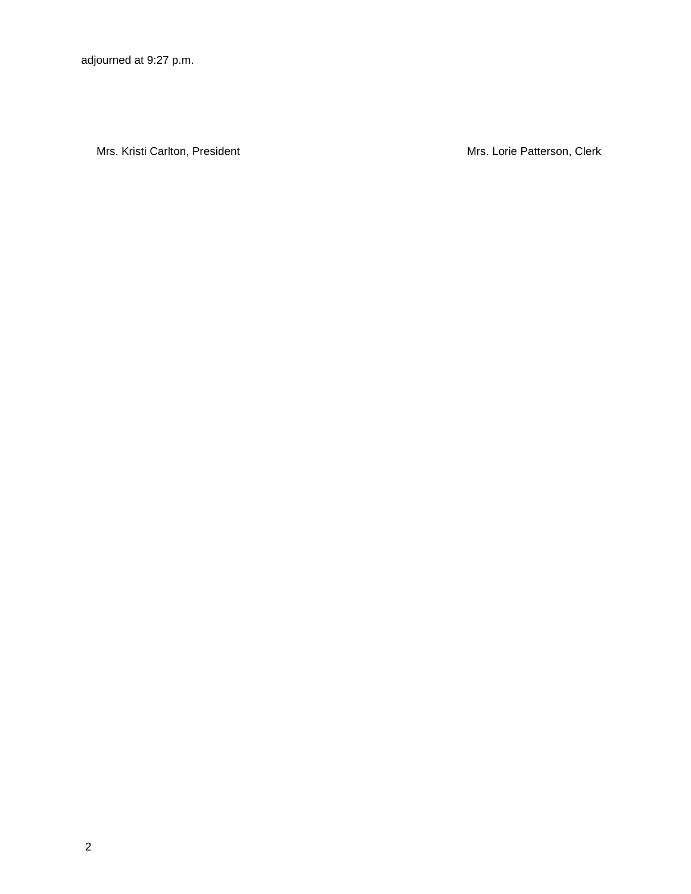adjourned at 9:27 p.m.

Mrs. Kristi Carlton, President

Mrs. Lorie Patterson, Clerk